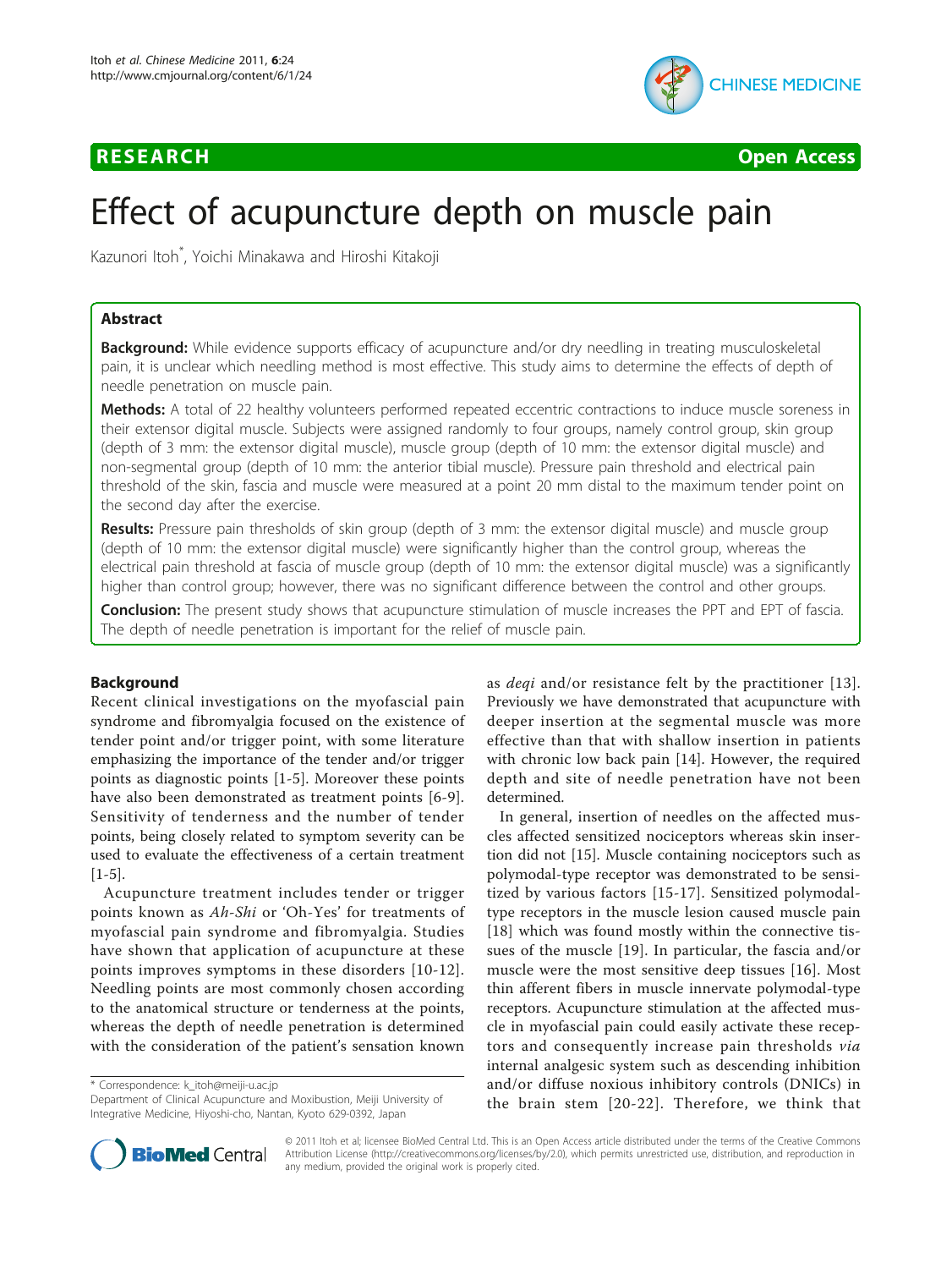RESEARCH Open Access

# Effect of acupuncture depth on muscle pain

Kazunori Itoh*, Yoichi Minakawa and Hiroshi Kitakoji

## Abstract

**Background:** While evidence supports efficacy of acupuncture and/or dry needling in treating musculoskeletal pain, it is unclear which needling method is most effective. This study aims to determine the effects of depth of needle penetration on muscle pain.

**Methods:** A total of 22 healthy volunteers performed repeated eccentric contractions to induce muscle soreness in their extensor digital muscle. Subjects were assigned randomly to four groups, namely control group, skin group (depth of 3 mm: the extensor digital muscle), muscle group (depth of 10 mm: the extensor digital muscle) and non-segmental group (depth of 10 mm: the anterior tibial muscle). Pressure pain threshold and electrical pain threshold of the skin, fascia and muscle were measured at a point 20 mm distal to the maximum tender point on the second day after the exercise.

**Results:** Pressure pain thresholds of skin group (depth of 3 mm: the extensor digital muscle) and muscle group (depth of 10 mm: the extensor digital muscle) were significantly higher than the control group, whereas the electrical pain threshold at fascia of muscle group (depth of 10 mm: the extensor digital muscle) was a significantly higher than control group; however, there was no significant difference between the control and other groups.

**Conclusion:** The present study shows that acupuncture stimulation of muscle increases the PPT and EPT of fascia. The depth of needle penetration is important for the relief of muscle pain.

## Background

Recent clinical investigations on the myofascial pain syndrome and fibromyalgia focused on the existence of tender point and/or trigger point, with some literature emphasizing the importance of the tender and/or trigger points as diagnostic points [1-5]. Moreover these points have also been demonstrated as treatment points [6-9]. Sensitivity of tenderness and the number of tender points, being closely related to symptom severity can be used to evaluate the effectiveness of a certain treatment [1-5].

Acupuncture treatment includes tender or trigger points known as *Ah-Shi* or 'Oh-Yes' for treatments of myofascial pain syndrome and fibromyalgia. Studies have shown that application of acupuncture at these points improves symptoms in these disorders [10-12]. Needling points are most commonly chosen according to the anatomical structure or tenderness at the points, whereas the depth of needle penetration is determined with the consideration of the patient's sensation known as *deqi* and/or resistance felt by the practitioner [13]. Previously we have demonstrated that acupuncture with deeper insertion at the segmental muscle was more effective than that with shallow insertion in patients with chronic low back pain [14]. However, the required depth and site of needle penetration have not been determined.

In general, insertion of needles on the affected muscles affected sensitized nociceptors whereas skin insertion did not [15]. Muscle containing nociceptors such as polymodal-type receptor was demonstrated to be sensitized by various factors [15-17]. Sensitized polymodal-type receptors in the muscle lesion caused muscle pain [18] which was found mostly within the connective tissues of the muscle [19]. In particular, the fascia and/or muscle were the most sensitive deep tissues [16]. Most thin afferent fibers in muscle innervate polymodal-type receptors. Acupuncture stimulation at the affected muscle in myofascial pain could easily activate these receptors and consequently increase pain thresholds *via* internal analgesic system such as descending inhibition and/or diffuse noxious inhibitory controls (DNICs) in the brain stem [20-22]. Therefore, we think that

* Correspondence: k_itoh@meiji-u.ac.jp
Department of Clinical Acupuncture and Moxibustion, Meiji University of Integrative Medicine, Hiyoshi-cho, Nantan, Kyoto 629-0392, Japan

© 2011 Itoh et al; licensee BioMed Central Ltd. This is an Open Access article distributed under the terms of the Creative Commons Attribution License (http://creativecommons.org/licenses/by/2.0), which permits unrestricted use, distribution, and reproduction in any medium, provided the original work is properly cited.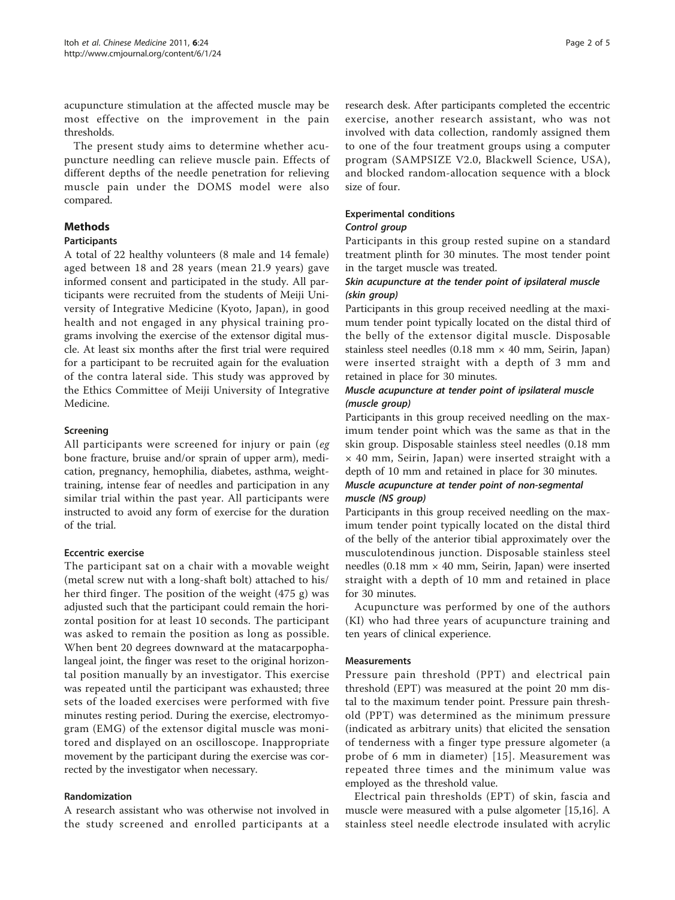acupuncture stimulation at the affected muscle may be most effective on the improvement in the pain thresholds.

The present study aims to determine whether acupuncture needling can relieve muscle pain. Effects of different depths of the needle penetration for relieving muscle pain under the DOMS model were also compared.

## Methods

### Participants

A total of 22 healthy volunteers (8 male and 14 female) aged between 18 and 28 years (mean 21.9 years) gave informed consent and participated in the study. All participants were recruited from the students of Meiji University of Integrative Medicine (Kyoto, Japan), in good health and not engaged in any physical training programs involving the exercise of the extensor digital muscle. At least six months after the first trial were required for a participant to be recruited again for the evaluation of the contra lateral side. This study was approved by the Ethics Committee of Meiji University of Integrative Medicine.

### Screening

All participants were screened for injury or pain (*eg* bone fracture, bruise and/or sprain of upper arm), medication, pregnancy, hemophilia, diabetes, asthma, weight-training, intense fear of needles and participation in any similar trial within the past year. All participants were instructed to avoid any form of exercise for the duration of the trial.

### Eccentric exercise

The participant sat on a chair with a movable weight (metal screw nut with a long-shaft bolt) attached to his/her third finger. The position of the weight (475 g) was adjusted such that the participant could remain the horizontal position for at least 10 seconds. The participant was asked to remain the position as long as possible. When bent 20 degrees downward at the matacarpophalangeal joint, the finger was reset to the original horizontal position manually by an investigator. This exercise was repeated until the participant was exhausted; three sets of the loaded exercises were performed with five minutes resting period. During the exercise, electromyogram (EMG) of the extensor digital muscle was monitored and displayed on an oscilloscope. Inappropriate movement by the participant during the exercise was corrected by the investigator when necessary.

### Randomization

A research assistant who was otherwise not involved in the study screened and enrolled participants at a research desk. After participants completed the eccentric exercise, another research assistant, who was not involved with data collection, randomly assigned them to one of the four treatment groups using a computer program (SAMPSIZE V2.0, Blackwell Science, USA), and blocked random-allocation sequence with a block size of four.

### Experimental conditions

#### *Control group*

Participants in this group rested supine on a standard treatment plinth for 30 minutes. The most tender point in the target muscle was treated.

#### *Skin acupuncture at the tender point of ipsilateral muscle (skin group)*

Participants in this group received needling at the maximum tender point typically located on the distal third of the belly of the extensor digital muscle. Disposable stainless steel needles (0.18 mm × 40 mm, Seirin, Japan) were inserted straight with a depth of 3 mm and retained in place for 30 minutes.

#### *Muscle acupuncture at tender point of ipsilateral muscle (muscle group)*

Participants in this group received needling on the maximum tender point which was the same as that in the skin group. Disposable stainless steel needles (0.18 mm × 40 mm, Seirin, Japan) were inserted straight with a depth of 10 mm and retained in place for 30 minutes.

#### *Muscle acupuncture at tender point of non-segmental muscle (NS group)*

Participants in this group received needling on the maximum tender point typically located on the distal third of the belly of the anterior tibial approximately over the musculotendinous junction. Disposable stainless steel needles (0.18 mm × 40 mm, Seirin, Japan) were inserted straight with a depth of 10 mm and retained in place for 30 minutes.

Acupuncture was performed by one of the authors (KI) who had three years of acupuncture training and ten years of clinical experience.

### Measurements

Pressure pain threshold (PPT) and electrical pain threshold (EPT) was measured at the point 20 mm distal to the maximum tender point. Pressure pain threshold (PPT) was determined as the minimum pressure (indicated as arbitrary units) that elicited the sensation of tenderness with a finger type pressure algometer (a probe of 6 mm in diameter) [15]. Measurement was repeated three times and the minimum value was employed as the threshold value.

Electrical pain thresholds (EPT) of skin, fascia and muscle were measured with a pulse algometer [15,16]. A stainless steel needle electrode insulated with acrylic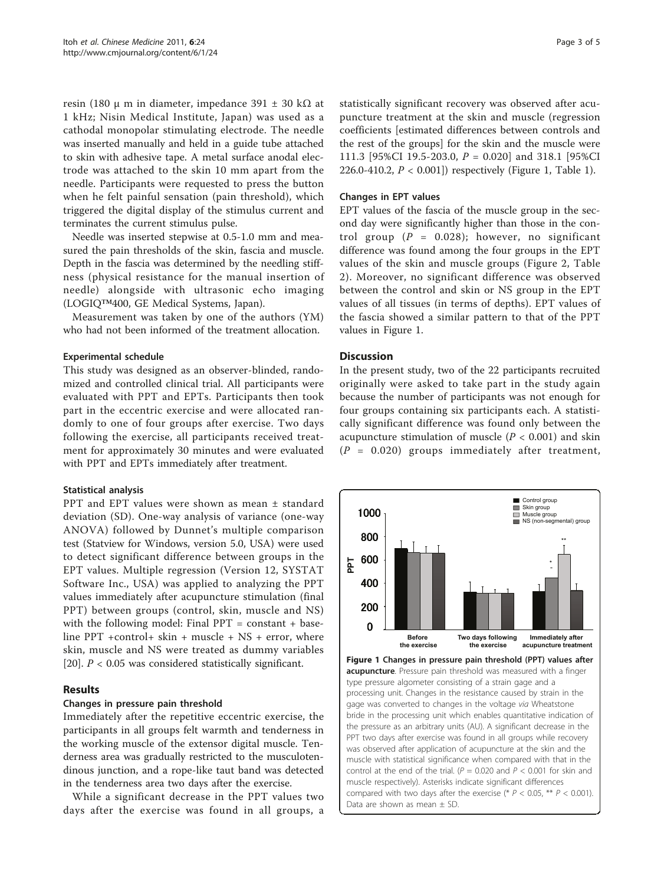resin (180 μ m in diameter, impedance 391 ± 30 kΩ at 1 kHz; Nisin Medical Institute, Japan) was used as a cathodal monopolar stimulating electrode. The needle was inserted manually and held in a guide tube attached to skin with adhesive tape. A metal surface anodal electrode was attached to the skin 10 mm apart from the needle. Participants were requested to press the button when he felt painful sensation (pain threshold), which triggered the digital display of the stimulus current and terminates the current stimulus pulse.

Needle was inserted stepwise at 0.5-1.0 mm and measured the pain thresholds of the skin, fascia and muscle. Depth in the fascia was determined by the needling stiffness (physical resistance for the manual insertion of needle) alongside with ultrasonic echo imaging (LOGIQ™400, GE Medical Systems, Japan).

Measurement was taken by one of the authors (YM) who had not been informed of the treatment allocation.

#### Experimental schedule

This study was designed as an observer-blinded, randomized and controlled clinical trial. All participants were evaluated with PPT and EPTs. Participants then took part in the eccentric exercise and were allocated randomly to one of four groups after exercise. Two days following the exercise, all participants received treatment for approximately 30 minutes and were evaluated with PPT and EPTs immediately after treatment.

#### Statistical analysis

PPT and EPT values were shown as mean ± standard deviation (SD). One-way analysis of variance (one-way ANOVA) followed by Dunnet's multiple comparison test (Statview for Windows, version 5.0, USA) were used to detect significant difference between groups in the EPT values. Multiple regression (Version 12, SYSTAT Software Inc., USA) was applied to analyzing the PPT values immediately after acupuncture stimulation (final PPT) between groups (control, skin, muscle and NS) with the following model: Final PPT = constant + baseline PPT +control+ skin + muscle + NS + error, where skin, muscle and NS were treated as dummy variables [20]. $P < 0.05$ was considered statistically significant.

## Results

#### Changes in pressure pain threshold

Immediately after the repetitive eccentric exercise, the participants in all groups felt warmth and tenderness in the working muscle of the extensor digital muscle. Tenderness area was gradually restricted to the musculotendinous junction, and a rope-like taut band was detected in the tenderness area two days after the exercise.

While a significant decrease in the PPT values two days after the exercise was found in all groups, a statistically significant recovery was observed after acupuncture treatment at the skin and muscle (regression coefficients [estimated differences between controls and the rest of the groups] for the skin and the muscle were 111.3 [95%CI 19.5-203.0, $P = 0.020$] and 318.1 [95%CI 226.0-410.2, $P < 0.001$]) respectively (Figure 1, Table 1).

#### Changes in EPT values

EPT values of the fascia of the muscle group in the second day were significantly higher than those in the control group ($P = 0.028$); however, no significant difference was found among the four groups in the EPT values of the skin and muscle groups (Figure 2, Table 2). Moreover, no significant difference was observed between the control and skin or NS group in the EPT values of all tissues (in terms of depths). EPT values of the fascia showed a similar pattern to that of the PPT values in Figure 1.

## Discussion

In the present study, two of the 22 participants recruited originally were asked to take part in the study again because the number of participants was not enough for four groups containing six participants each. A statistically significant difference was found only between the acupuncture stimulation of muscle ($P < 0.001$) and skin ($P = 0.020$) groups immediately after treatment,

**Figure 1 Changes in pressure pain threshold (PPT) values after acupuncture**. Pressure pain threshold was measured with a finger type pressure algometer consisting of a strain gage and a processing unit. Changes in the resistance caused by strain in the gage was converted to changes in the voltage *via* Wheatstone bride in the processing unit which enables quantitative indication of the pressure as an arbitrary units (AU). A significant decrease in the PPT two days after exercise was found in all groups while recovery was observed after application of acupuncture at the skin and the muscle with statistical significance when compared with that in the control at the end of the trial. ($P = 0.020$ and $P < 0.001$ for skin and muscle respectively). Asterisks indicate significant differences compared with two days after the exercise (* $P < 0.05$, ** $P < 0.001$). Data are shown as mean ± SD.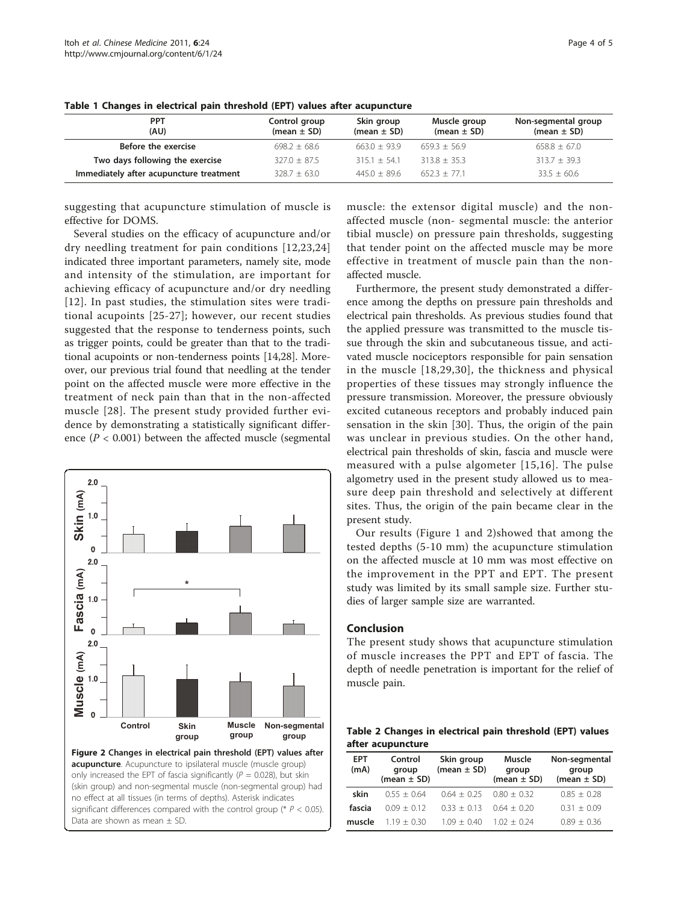**Table 1 Changes in electrical pain threshold (EPT) values after acupuncture**

| PPT (AU) | Control group (mean ± SD) | Skin group (mean ± SD) | Muscle group (mean ± SD) | Non-segmental group (mean ± SD) |
|---|---|---|---|---|
| Before the exercise | 698.2 ± 68.6 | 663.0 ± 93.9 | 659.3 ± 56.9 | 658.8 ± 67.0 |
| Two days following the exercise | 327.0 ± 87.5 | 315.1 ± 54.1 | 313.8 ± 35.3 | 313.7 ± 39.3 |
| Immediately after acupuncture treatment | 328.7 ± 63.0 | 445.0 ± 89.6 | 652.3 ± 77.1 | 33.5 ± 60.6 |

suggesting that acupuncture stimulation of muscle is effective for DOMS.

Several studies on the efficacy of acupuncture and/or dry needling treatment for pain conditions [12,23,24] indicated three important parameters, namely site, mode and intensity of the stimulation, are important for achieving efficacy of acupuncture and/or dry needling [12]. In past studies, the stimulation sites were traditional acupoints [25-27]; however, our recent studies suggested that the response to tenderness points, such as trigger points, could be greater than that to the traditional acupoints or non-tenderness points [14,28]. Moreover, our previous trial found that needling at the tender point on the affected muscle were more effective in the treatment of neck pain than that in the non-affected muscle [28]. The present study provided further evidence by demonstrating a statistically significant difference ($P < 0.001$) between the affected muscle (segmental muscle: the extensor digital muscle) and the non-affected muscle (non- segmental muscle: the anterior tibial muscle) on pressure pain thresholds, suggesting that tender point on the affected muscle may be more effective in treatment of muscle pain than the non-affected muscle.

Furthermore, the present study demonstrated a difference among the depths on pressure pain thresholds and electrical pain thresholds. As previous studies found that the applied pressure was transmitted to the muscle tissue through the skin and subcutaneous tissue, and activated muscle nociceptors responsible for pain sensation in the muscle [18,29,30], the thickness and physical properties of these tissues may strongly influence the pressure transmission. Moreover, the pressure obviously excited cutaneous receptors and probably induced pain sensation in the skin [30]. Thus, the origin of the pain was unclear in previous studies. On the other hand, electrical pain thresholds of skin, fascia and muscle were measured with a pulse algometer [15,16]. The pulse algometry used in the present study allowed us to measure deep pain threshold and selectively at different sites. Thus, the origin of the pain became clear in the present study.

Our results (Figure 1 and 2)showed that among the tested depths (5-10 mm) the acupuncture stimulation on the affected muscle at 10 mm was most effective on the improvement in the PPT and EPT. The present study was limited by its small sample size. Further studies of larger sample size are warranted.

## Conclusion

The present study shows that acupuncture stimulation of muscle increases the PPT and EPT of fascia. The depth of needle penetration is important for the relief of muscle pain.

**Figure 2 Changes in electrical pain threshold (EPT) values after acupuncture**. Acupuncture to ipsilateral muscle (muscle group) only increased the EPT of fascia significantly ($P = 0.028$), but skin (skin group) and non-segmental muscle (non-segmental group) had no effect at all tissues (in terms of depths). Asterisk indicates significant differences compared with the control group (* $P < 0.05$). Data are shown as mean ± SD.

**Table 2 Changes in electrical pain threshold (EPT) values after acupuncture**

| EPT (mA) | Control group (mean ± SD) | Skin group (mean ± SD) | Muscle group (mean ± SD) | Non-segmental group (mean ± SD) |
|---|---|---|---|---|
| skin | 0.55 ± 0.64 | 0.64 ± 0.25 | 0.80 ± 0.32 | 0.85 ± 0.28 |
| fascia | 0.09 ± 0.12 | 0.33 ± 0.13 | 0.64 ± 0.20 | 0.31 ± 0.09 |
| muscle | 1.19 ± 0.30 | 1.09 ± 0.40 | 1.02 ± 0.24 | 0.89 ± 0.36 |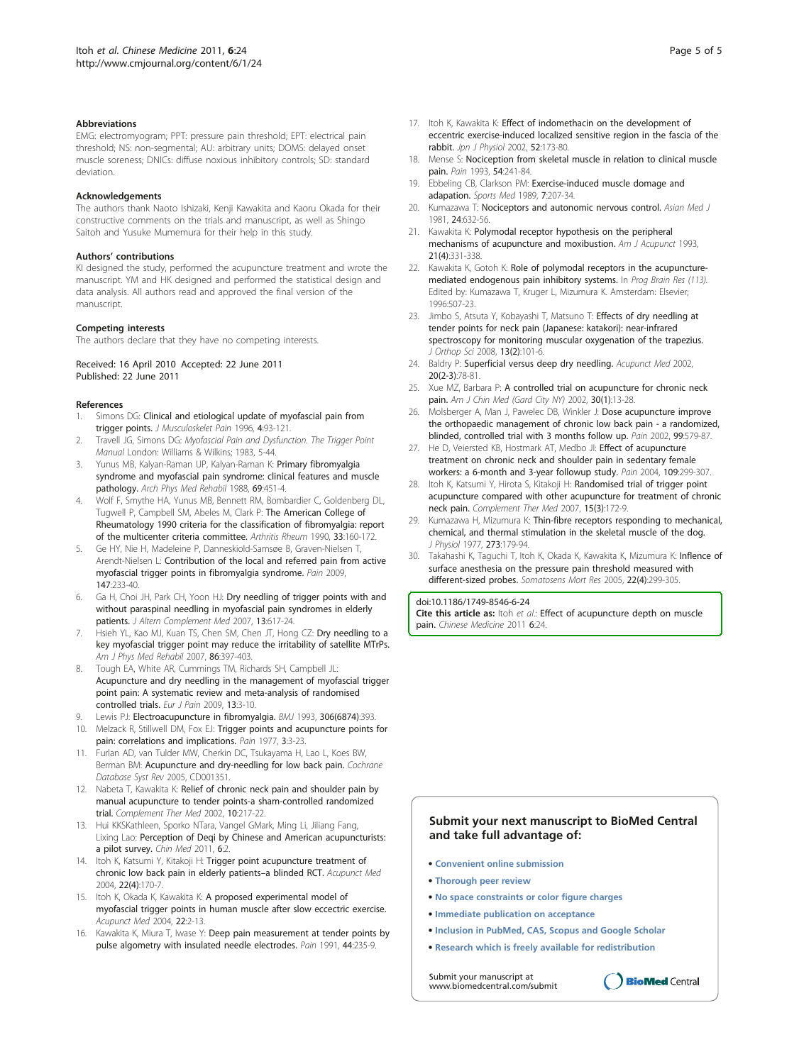### Abbreviations

EMG: electromyogram; PPT: pressure pain threshold; EPT: electrical pain threshold; NS: non-segmental; AU: arbitrary units; DOMS: delayed onset muscle soreness; DNICs: diffuse noxious inhibitory controls; SD: standard deviation.

### Acknowledgements

The authors thank Naoto Ishizaki, Kenji Kawakita and Kaoru Okada for their constructive comments on the trials and manuscript, as well as Shingo Saitoh and Yusuke Mumemura for their help in this study.

### Authors' contributions

KI designed the study, performed the acupuncture treatment and wrote the manuscript. YM and HK designed and performed the statistical design and data analysis. All authors read and approved the final version of the manuscript.

### Competing interests

The authors declare that they have no competing interests.

Received: 16 April 2010 Accepted: 22 June 2011
Published: 22 June 2011

### References

1. Simons DG: **Clinical and etiological update of myofascial pain from trigger points.** *J Musculoskelet Pain* 1996, **4**:93-121.
2. Travell JG, Simons DG: *Myofascial Pain and Dysfunction. The Trigger Point Manual* London: Williams & Wilkins; 1983, 5-44.
3. Yunus MB, Kalyan-Raman UP, Kalyan-Raman K: **Primary fibromyalgia syndrome and myofascial pain syndrome: clinical features and muscle pathology.** *Arch Phys Med Rehabil* 1988, **69**:451-4.
4. Wolf F, Smythe HA, Yunus MB, Bennett RM, Bombardier C, Goldenberg DL, Tugwell P, Campbell SM, Abeles M, Clark P: **The American College of Rheumatology 1990 criteria for the classification of fibromyalgia: report of the multicenter criteria committee.** *Arthritis Rheum* 1990, **33**:160-172.
5. Ge HY, Nie H, Madeleine P, Danneskiold-Samsøe B, Graven-Nielsen T, Arendt-Nielsen L: **Contribution of the local and referred pain from active myofascial trigger points in fibromyalgia syndrome.** *Pain* 2009, **147**:233-40.
6. Ga H, Choi JH, Park CH, Yoon HJ: **Dry needling of trigger points with and without paraspinal needling in myofascial pain syndromes in elderly patients.** *J Altern Complement Med* 2007, **13**:617-24.
7. Hsieh YL, Kao MJ, Kuan TS, Chen SM, Chen JT, Hong CZ: **Dry needling to a key myofascial trigger point may reduce the irritability of satellite MTrPs.** *Am J Phys Med Rehabil* 2007, **86**:397-403.
8. Tough EA, White AR, Cummings TM, Richards SH, Campbell JL: **Acupuncture and dry needling in the management of myofascial trigger point pain: A systematic review and meta-analysis of randomised controlled trials.** *Eur J Pain* 2009, **13**:3-10.
9. Lewis PJ: **Electroacupuncture in fibromyalgia.** *BMJ* 1993, **306(6874)**:393.
10. Melzack R, Stillwell DM, Fox EJ: **Trigger points and acupuncture points for pain: correlations and implications.** *Pain* 1977, **3**:3-23.
11. Furlan AD, van Tulder MW, Cherkin DC, Tsukayama H, Lao L, Koes BW, Berman BM: **Acupuncture and dry-needling for low back pain.** *Cochrane Database Syst Rev* 2005, CD001351.
12. Nabeta T, Kawakita K: **Relief of chronic neck pain and shoulder pain by manual acupuncture to tender points-a sham-controlled randomized trial.** *Complement Ther Med* 2002, **10**:217-22.
13. Hui KKSKathleen, Sporko NTara, Vangel GMark, Ming Li, Jiliang Fang, Lixing Lao: **Perception of Deqi by Chinese and American acupuncturists: a pilot survey.** *Chin Med* 2011, **6**:2.
14. Itoh K, Katsumi Y, Kitakoji H: **Trigger point acupuncture treatment of chronic low back pain in elderly patients–a blinded RCT.** *Acupunct Med* 2004, **22(4)**:170-7.
15. Itoh K, Okada K, Kawakita K: **A proposed experimental model of myofascial trigger points in human muscle after slow eccectric exercise.** *Acupunct Med* 2004, **22**:2-13.
16. Kawakita K, Miura T, Iwase Y: **Deep pain measurement at tender points by pulse algometry with insulated needle electrodes.** *Pain* 1991, **44**:235-9.
17. Itoh K, Kawakita K: **Effect of indomethacin on the development of eccentric exercise-induced localized sensitive region in the fascia of the rabbit.** *Jpn J Physiol* 2002, **52**:173-80.
18. Mense S: **Nociception from skeletal muscle in relation to clinical muscle pain.** *Pain* 1993, **54**:241-84.
19. Ebbeling CB, Clarkson PM: **Exercise-induced muscle domage and adapation.** *Sports Med* 1989, **7**:207-34.
20. Kumazawa T: **Nociceptors and autonomic nervous control.** *Asian Med J* 1981, **24**:632-56.
21. Kawakita K: **Polymodal receptor hypothesis on the peripheral mechanisms of acupuncture and moxibustion.** *Am J Acupunct* 1993, **21(4)**:331-338.
22. Kawakita K, Gotoh K: **Role of polymodal receptors in the acupuncture-mediated endogenous pain inhibitory systems.** In *Prog Brain Res (113).* Edited by: Kumazawa T, Kruger L, Mizumura K. Amsterdam: Elsevier; 1996:507-23.
23. Jimbo S, Atsuta Y, Kobayashi T, Matsuno T: **Effects of dry needling at tender points for neck pain (Japanese: katakori): near-infrared spectroscopy for monitoring muscular oxygenation of the trapezius.** *J Orthop Sci* 2008, **13(2)**:101-6.
24. Baldry P: **Superficial versus deep dry needling.** *Acupunct Med* 2002, **20(2-3)**:78-81.
25. Xue MZ, Barbara P: **A controlled trial on acupuncture for chronic neck pain.** *Am J Chin Med (Gard City NY)* 2002, **30(1)**:13-28.
26. Molsberger A, Man J, Pawelec DB, Winkler J: **Dose acupuncture improve the orthopaedic management of chronic low back pain - a randomized, blinded, controlled trial with 3 months follow up.** *Pain* 2002, **99**:579-87.
27. He D, Veiersted KB, Hostmark AT, Medbo JI: **Effect of acupuncture treatment on chronic neck and shoulder pain in sedentary female workers: a 6-month and 3-year followup study.** *Pain* 2004, **109**:299-307.
28. Itoh K, Katsumi Y, Hirota S, Kitakoji H: **Randomised trial of trigger point acupuncture compared with other acupuncture for treatment of chronic neck pain.** *Complement Ther Med* 2007, **15(3)**:172-9.
29. Kumazawa H, Mizumura K: **Thin-fibre receptors responding to mechanical, chemical, and thermal stimulation in the skeletal muscle of the dog.** *J Physiol* 1977, **273**:179-94.
30. Takahashi K, Taguchi T, Itoh K, Okada K, Kawakita K, Mizumura K: **Inflence of surface anesthesia on the pressure pain threshold measured with different-sized probes.** *Somatosens Mort Res* 2005, **22(4)**:299-305.

doi:10.1186/1749-8546-6-24
**Cite this article as:** Itoh *et al.*: Effect of acupuncture depth on muscle pain. *Chinese Medicine* 2011 **6**:24.

**Submit your next manuscript to BioMed Central and take full advantage of:**

- **Convenient online submission**
- **Thorough peer review**
- **No space constraints or color figure charges**
- **Immediate publication on acceptance**
- **Inclusion in PubMed, CAS, Scopus and Google Scholar**
- **Research which is freely available for redistribution**

Submit your manuscript at
www.biomedcentral.com/submit